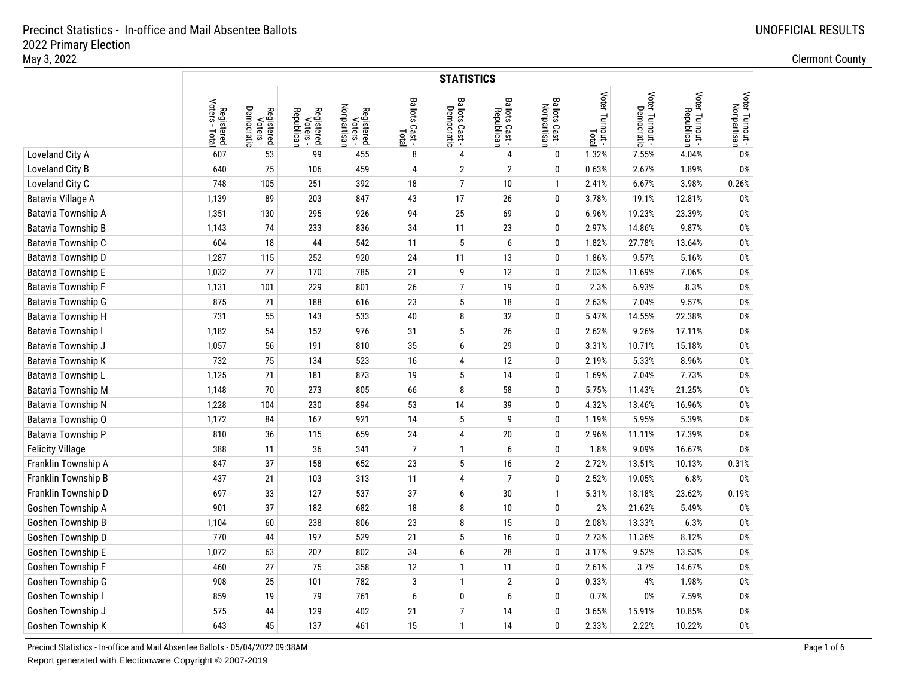# Precinct Statistics - In-office and Mail Absentee Ballots

## 2022 Primary Election

May 3, 2022

UNOFFICIAL RESULTS

Clermont County

| | STATISTICS | | | | | | | | | | | |
|---|---|---|---|---|---|---|---|---|---|---|---|---|
| | Registered Voters - Total | Registered Voters - Democratic | Registered Voters - Republican | Registered Voters - Nonpartisan | Ballots Cast - Total | Ballots Cast - Democratic | Ballots Cast - Republican | Ballots Cast - Nonpartisan | Voter Turnout - Total | Voter Turnout - Democratic | Voter Turnout - Republican | Voter Turnout - Nonpartisan |
| Loveland City A | 607 | 53 | 99 | 455 | 8 | 4 | 4 | 0 | 1.32% | 7.55% | 4.04% | 0% |
| Loveland City B | 640 | 75 | 106 | 459 | 4 | 2 | 2 | 0 | 0.63% | 2.67% | 1.89% | 0% |
| Loveland City C | 748 | 105 | 251 | 392 | 18 | 7 | 10 | 1 | 2.41% | 6.67% | 3.98% | 0.26% |
| Batavia Village A | 1,139 | 89 | 203 | 847 | 43 | 17 | 26 | 0 | 3.78% | 19.1% | 12.81% | 0% |
| Batavia Township A | 1,351 | 130 | 295 | 926 | 94 | 25 | 69 | 0 | 6.96% | 19.23% | 23.39% | 0% |
| Batavia Township B | 1,143 | 74 | 233 | 836 | 34 | 11 | 23 | 0 | 2.97% | 14.86% | 9.87% | 0% |
| Batavia Township C | 604 | 18 | 44 | 542 | 11 | 5 | 6 | 0 | 1.82% | 27.78% | 13.64% | 0% |
| Batavia Township D | 1,287 | 115 | 252 | 920 | 24 | 11 | 13 | 0 | 1.86% | 9.57% | 5.16% | 0% |
| Batavia Township E | 1,032 | 77 | 170 | 785 | 21 | 9 | 12 | 0 | 2.03% | 11.69% | 7.06% | 0% |
| Batavia Township F | 1,131 | 101 | 229 | 801 | 26 | 7 | 19 | 0 | 2.3% | 6.93% | 8.3% | 0% |
| Batavia Township G | 875 | 71 | 188 | 616 | 23 | 5 | 18 | 0 | 2.63% | 7.04% | 9.57% | 0% |
| Batavia Township H | 731 | 55 | 143 | 533 | 40 | 8 | 32 | 0 | 5.47% | 14.55% | 22.38% | 0% |
| Batavia Township I | 1,182 | 54 | 152 | 976 | 31 | 5 | 26 | 0 | 2.62% | 9.26% | 17.11% | 0% |
| Batavia Township J | 1,057 | 56 | 191 | 810 | 35 | 6 | 29 | 0 | 3.31% | 10.71% | 15.18% | 0% |
| Batavia Township K | 732 | 75 | 134 | 523 | 16 | 4 | 12 | 0 | 2.19% | 5.33% | 8.96% | 0% |
| Batavia Township L | 1,125 | 71 | 181 | 873 | 19 | 5 | 14 | 0 | 1.69% | 7.04% | 7.73% | 0% |
| Batavia Township M | 1,148 | 70 | 273 | 805 | 66 | 8 | 58 | 0 | 5.75% | 11.43% | 21.25% | 0% |
| Batavia Township N | 1,228 | 104 | 230 | 894 | 53 | 14 | 39 | 0 | 4.32% | 13.46% | 16.96% | 0% |
| Batavia Township O | 1,172 | 84 | 167 | 921 | 14 | 5 | 9 | 0 | 1.19% | 5.95% | 5.39% | 0% |
| Batavia Township P | 810 | 36 | 115 | 659 | 24 | 4 | 20 | 0 | 2.96% | 11.11% | 17.39% | 0% |
| Felicity Village | 388 | 11 | 36 | 341 | 7 | 1 | 6 | 0 | 1.8% | 9.09% | 16.67% | 0% |
| Franklin Township A | 847 | 37 | 158 | 652 | 23 | 5 | 16 | 2 | 2.72% | 13.51% | 10.13% | 0.31% |
| Franklin Township B | 437 | 21 | 103 | 313 | 11 | 4 | 7 | 0 | 2.52% | 19.05% | 6.8% | 0% |
| Franklin Township D | 697 | 33 | 127 | 537 | 37 | 6 | 30 | 1 | 5.31% | 18.18% | 23.62% | 0.19% |
| Goshen Township A | 901 | 37 | 182 | 682 | 18 | 8 | 10 | 0 | 2% | 21.62% | 5.49% | 0% |
| Goshen Township B | 1,104 | 60 | 238 | 806 | 23 | 8 | 15 | 0 | 2.08% | 13.33% | 6.3% | 0% |
| Goshen Township D | 770 | 44 | 197 | 529 | 21 | 5 | 16 | 0 | 2.73% | 11.36% | 8.12% | 0% |
| Goshen Township E | 1,072 | 63 | 207 | 802 | 34 | 6 | 28 | 0 | 3.17% | 9.52% | 13.53% | 0% |
| Goshen Township F | 460 | 27 | 75 | 358 | 12 | 1 | 11 | 0 | 2.61% | 3.7% | 14.67% | 0% |
| Goshen Township G | 908 | 25 | 101 | 782 | 3 | 1 | 2 | 0 | 0.33% | 4% | 1.98% | 0% |
| Goshen Township I | 859 | 19 | 79 | 761 | 6 | 0 | 6 | 0 | 0.7% | 0% | 7.59% | 0% |
| Goshen Township J | 575 | 44 | 129 | 402 | 21 | 7 | 14 | 0 | 3.65% | 15.91% | 10.85% | 0% |
| Goshen Township K | 643 | 45 | 137 | 461 | 15 | 1 | 14 | 0 | 2.33% | 2.22% | 10.22% | 0% |

Precinct Statistics - In-office and Mail Absentee Ballots - 05/04/2022 09:38AM

Report generated with Electionware Copyright © 2007-2019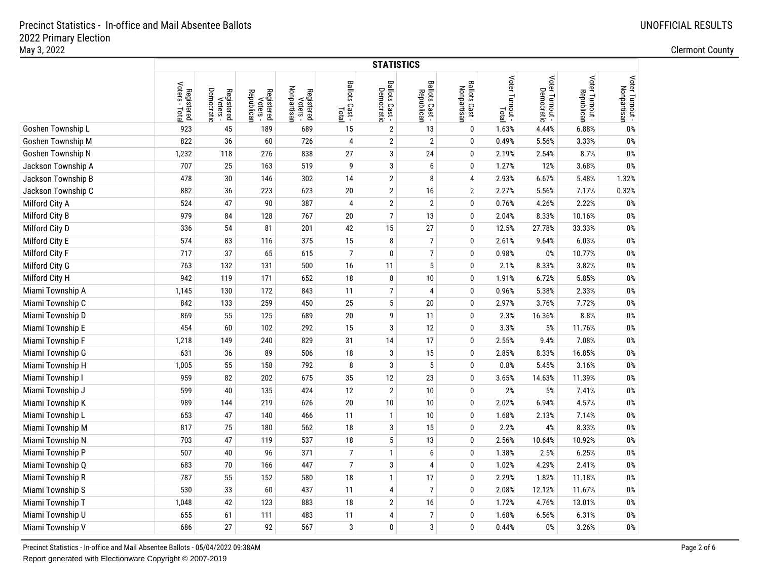# Precinct Statistics - In-office and Mail Absentee Ballots
## 2022 Primary Election
May 3, 2022

UNOFFICIAL RESULTS

Clermont County

| | STATISTICS | | | | | | | | | | | | |
|---|---|---|---|---|---|---|---|---|---|---|---|---|---|
| | Registered Voters - Total | Registered Voters - Democratic | Registered Voters - Republican | Registered Voters - Nonpartisan | Ballots Cast - Total | Ballots Cast - Democratic | Ballots Cast - Republican | Ballots Cast - Nonpartisan | Voter Turnout - Total | Voter Turnout - Democratic | Voter Turnout - Republican | Voter Turnout - Nonpartisan |
| Goshen Township L | 923 | 45 | 189 | 689 | 15 | 2 | 13 | 0 | 1.63% | 4.44% | 6.88% | 0% |
| Goshen Township M | 822 | 36 | 60 | 726 | 4 | 2 | 2 | 0 | 0.49% | 5.56% | 3.33% | 0% |
| Goshen Township N | 1,232 | 118 | 276 | 838 | 27 | 3 | 24 | 0 | 2.19% | 2.54% | 8.7% | 0% |
| Jackson Township A | 707 | 25 | 163 | 519 | 9 | 3 | 6 | 0 | 1.27% | 12% | 3.68% | 0% |
| Jackson Township B | 478 | 30 | 146 | 302 | 14 | 2 | 8 | 4 | 2.93% | 6.67% | 5.48% | 1.32% |
| Jackson Township C | 882 | 36 | 223 | 623 | 20 | 2 | 16 | 2 | 2.27% | 5.56% | 7.17% | 0.32% |
| Milford City A | 524 | 47 | 90 | 387 | 4 | 2 | 2 | 0 | 0.76% | 4.26% | 2.22% | 0% |
| Milford City B | 979 | 84 | 128 | 767 | 20 | 7 | 13 | 0 | 2.04% | 8.33% | 10.16% | 0% |
| Milford City D | 336 | 54 | 81 | 201 | 42 | 15 | 27 | 0 | 12.5% | 27.78% | 33.33% | 0% |
| Milford City E | 574 | 83 | 116 | 375 | 15 | 8 | 7 | 0 | 2.61% | 9.64% | 6.03% | 0% |
| Milford City F | 717 | 37 | 65 | 615 | 7 | 0 | 7 | 0 | 0.98% | 0% | 10.77% | 0% |
| Milford City G | 763 | 132 | 131 | 500 | 16 | 11 | 5 | 0 | 2.1% | 8.33% | 3.82% | 0% |
| Milford City H | 942 | 119 | 171 | 652 | 18 | 8 | 10 | 0 | 1.91% | 6.72% | 5.85% | 0% |
| Miami Township A | 1,145 | 130 | 172 | 843 | 11 | 7 | 4 | 0 | 0.96% | 5.38% | 2.33% | 0% |
| Miami Township C | 842 | 133 | 259 | 450 | 25 | 5 | 20 | 0 | 2.97% | 3.76% | 7.72% | 0% |
| Miami Township D | 869 | 55 | 125 | 689 | 20 | 9 | 11 | 0 | 2.3% | 16.36% | 8.8% | 0% |
| Miami Township E | 454 | 60 | 102 | 292 | 15 | 3 | 12 | 0 | 3.3% | 5% | 11.76% | 0% |
| Miami Township F | 1,218 | 149 | 240 | 829 | 31 | 14 | 17 | 0 | 2.55% | 9.4% | 7.08% | 0% |
| Miami Township G | 631 | 36 | 89 | 506 | 18 | 3 | 15 | 0 | 2.85% | 8.33% | 16.85% | 0% |
| Miami Township H | 1,005 | 55 | 158 | 792 | 8 | 3 | 5 | 0 | 0.8% | 5.45% | 3.16% | 0% |
| Miami Township I | 959 | 82 | 202 | 675 | 35 | 12 | 23 | 0 | 3.65% | 14.63% | 11.39% | 0% |
| Miami Township J | 599 | 40 | 135 | 424 | 12 | 2 | 10 | 0 | 2% | 5% | 7.41% | 0% |
| Miami Township K | 989 | 144 | 219 | 626 | 20 | 10 | 10 | 0 | 2.02% | 6.94% | 4.57% | 0% |
| Miami Township L | 653 | 47 | 140 | 466 | 11 | 1 | 10 | 0 | 1.68% | 2.13% | 7.14% | 0% |
| Miami Township M | 817 | 75 | 180 | 562 | 18 | 3 | 15 | 0 | 2.2% | 4% | 8.33% | 0% |
| Miami Township N | 703 | 47 | 119 | 537 | 18 | 5 | 13 | 0 | 2.56% | 10.64% | 10.92% | 0% |
| Miami Township P | 507 | 40 | 96 | 371 | 7 | 1 | 6 | 0 | 1.38% | 2.5% | 6.25% | 0% |
| Miami Township Q | 683 | 70 | 166 | 447 | 7 | 3 | 4 | 0 | 1.02% | 4.29% | 2.41% | 0% |
| Miami Township R | 787 | 55 | 152 | 580 | 18 | 1 | 17 | 0 | 2.29% | 1.82% | 11.18% | 0% |
| Miami Township S | 530 | 33 | 60 | 437 | 11 | 4 | 7 | 0 | 2.08% | 12.12% | 11.67% | 0% |
| Miami Township T | 1,048 | 42 | 123 | 883 | 18 | 2 | 16 | 0 | 1.72% | 4.76% | 13.01% | 0% |
| Miami Township U | 655 | 61 | 111 | 483 | 11 | 4 | 7 | 0 | 1.68% | 6.56% | 6.31% | 0% |
| Miami Township V | 686 | 27 | 92 | 567 | 3 | 0 | 3 | 0 | 0.44% | 0% | 3.26% | 0% |

Precinct Statistics - In-office and Mail Absentee Ballots - 05/04/2022 09:38AM

Report generated with Electionware Copyright © 2007-2019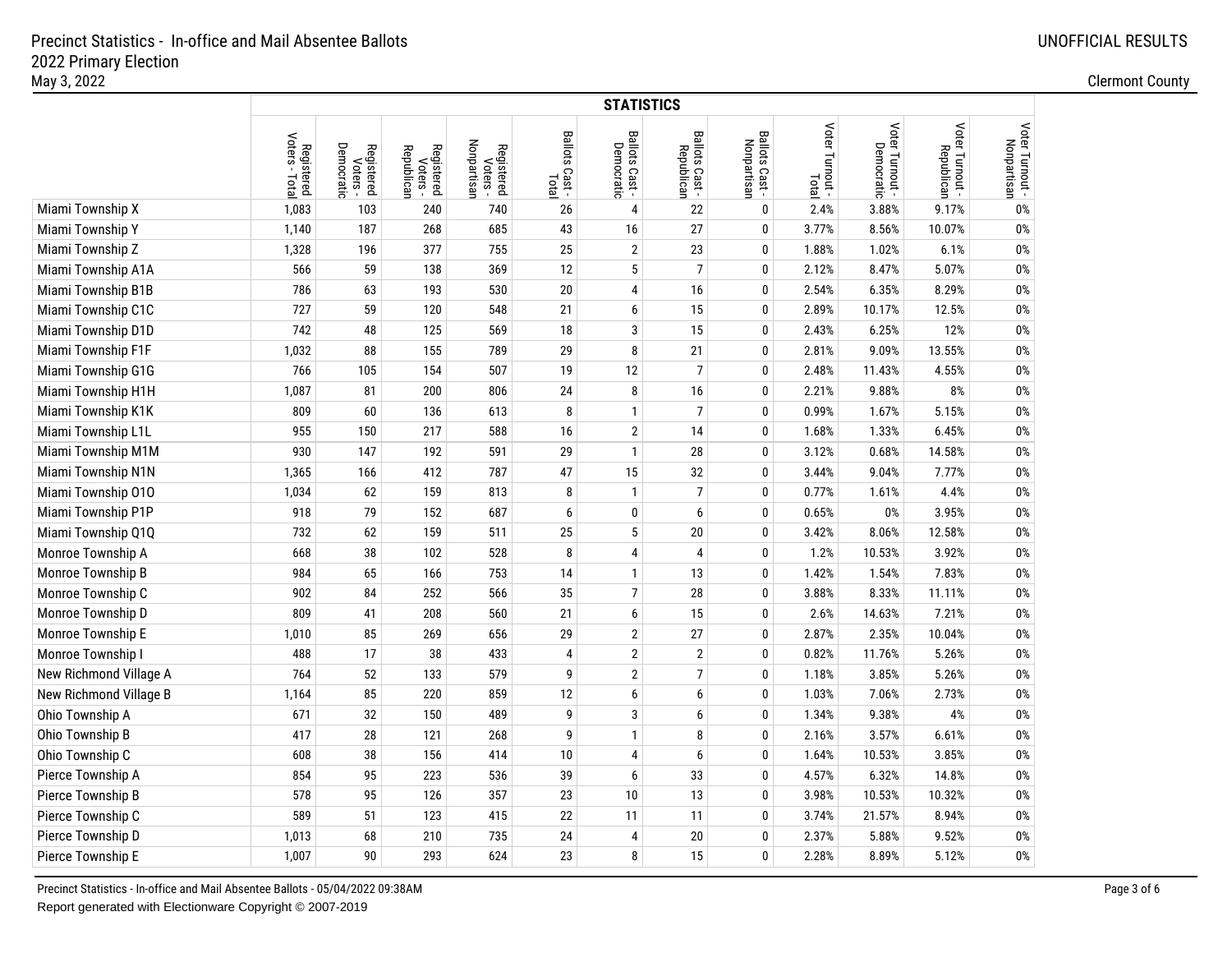Precinct Statistics - In-office and Mail Absentee Ballots
2022 Primary Election
May 3, 2022

UNOFFICIAL RESULTS

Clermont County

| | STATISTICS | | | | | | | | | | | |
|---|---|---|---|---|---|---|---|---|---|---|---|---|
| | Registered Voters - Total | Registered Voters - Democratic | Registered Voters - Republican | Registered Voters - Nonpartisan | Ballots Cast - Total | Ballots Cast - Democratic | Ballots Cast - Republican | Ballots Cast - Nonpartisan | Voter Turnout - Total | Voter Turnout - Democratic | Voter Turnout - Republican | Voter Turnout - Nonpartisan |
| Miami Township X | 1,083 | 103 | 240 | 740 | 26 | 4 | 22 | 0 | 2.4% | 3.88% | 9.17% | 0% |
| Miami Township Y | 1,140 | 187 | 268 | 685 | 43 | 16 | 27 | 0 | 3.77% | 8.56% | 10.07% | 0% |
| Miami Township Z | 1,328 | 196 | 377 | 755 | 25 | 2 | 23 | 0 | 1.88% | 1.02% | 6.1% | 0% |
| Miami Township A1A | 566 | 59 | 138 | 369 | 12 | 5 | 7 | 0 | 2.12% | 8.47% | 5.07% | 0% |
| Miami Township B1B | 786 | 63 | 193 | 530 | 20 | 4 | 16 | 0 | 2.54% | 6.35% | 8.29% | 0% |
| Miami Township C1C | 727 | 59 | 120 | 548 | 21 | 6 | 15 | 0 | 2.89% | 10.17% | 12.5% | 0% |
| Miami Township D1D | 742 | 48 | 125 | 569 | 18 | 3 | 15 | 0 | 2.43% | 6.25% | 12% | 0% |
| Miami Township F1F | 1,032 | 88 | 155 | 789 | 29 | 8 | 21 | 0 | 2.81% | 9.09% | 13.55% | 0% |
| Miami Township G1G | 766 | 105 | 154 | 507 | 19 | 12 | 7 | 0 | 2.48% | 11.43% | 4.55% | 0% |
| Miami Township H1H | 1,087 | 81 | 200 | 806 | 24 | 8 | 16 | 0 | 2.21% | 9.88% | 8% | 0% |
| Miami Township K1K | 809 | 60 | 136 | 613 | 8 | 1 | 7 | 0 | 0.99% | 1.67% | 5.15% | 0% |
| Miami Township L1L | 955 | 150 | 217 | 588 | 16 | 2 | 14 | 0 | 1.68% | 1.33% | 6.45% | 0% |
| Miami Township M1M | 930 | 147 | 192 | 591 | 29 | 1 | 28 | 0 | 3.12% | 0.68% | 14.58% | 0% |
| Miami Township N1N | 1,365 | 166 | 412 | 787 | 47 | 15 | 32 | 0 | 3.44% | 9.04% | 7.77% | 0% |
| Miami Township O1O | 1,034 | 62 | 159 | 813 | 8 | 1 | 7 | 0 | 0.77% | 1.61% | 4.4% | 0% |
| Miami Township P1P | 918 | 79 | 152 | 687 | 6 | 0 | 6 | 0 | 0.65% | 0% | 3.95% | 0% |
| Miami Township Q1Q | 732 | 62 | 159 | 511 | 25 | 5 | 20 | 0 | 3.42% | 8.06% | 12.58% | 0% |
| Monroe Township A | 668 | 38 | 102 | 528 | 8 | 4 | 4 | 0 | 1.2% | 10.53% | 3.92% | 0% |
| Monroe Township B | 984 | 65 | 166 | 753 | 14 | 1 | 13 | 0 | 1.42% | 1.54% | 7.83% | 0% |
| Monroe Township C | 902 | 84 | 252 | 566 | 35 | 7 | 28 | 0 | 3.88% | 8.33% | 11.11% | 0% |
| Monroe Township D | 809 | 41 | 208 | 560 | 21 | 6 | 15 | 0 | 2.6% | 14.63% | 7.21% | 0% |
| Monroe Township E | 1,010 | 85 | 269 | 656 | 29 | 2 | 27 | 0 | 2.87% | 2.35% | 10.04% | 0% |
| Monroe Township I | 488 | 17 | 38 | 433 | 4 | 2 | 2 | 0 | 0.82% | 11.76% | 5.26% | 0% |
| New Richmond Village A | 764 | 52 | 133 | 579 | 9 | 2 | 7 | 0 | 1.18% | 3.85% | 5.26% | 0% |
| New Richmond Village B | 1,164 | 85 | 220 | 859 | 12 | 6 | 6 | 0 | 1.03% | 7.06% | 2.73% | 0% |
| Ohio Township A | 671 | 32 | 150 | 489 | 9 | 3 | 6 | 0 | 1.34% | 9.38% | 4% | 0% |
| Ohio Township B | 417 | 28 | 121 | 268 | 9 | 1 | 8 | 0 | 2.16% | 3.57% | 6.61% | 0% |
| Ohio Township C | 608 | 38 | 156 | 414 | 10 | 4 | 6 | 0 | 1.64% | 10.53% | 3.85% | 0% |
| Pierce Township A | 854 | 95 | 223 | 536 | 39 | 6 | 33 | 0 | 4.57% | 6.32% | 14.8% | 0% |
| Pierce Township B | 578 | 95 | 126 | 357 | 23 | 10 | 13 | 0 | 3.98% | 10.53% | 10.32% | 0% |
| Pierce Township C | 589 | 51 | 123 | 415 | 22 | 11 | 11 | 0 | 3.74% | 21.57% | 8.94% | 0% |
| Pierce Township D | 1,013 | 68 | 210 | 735 | 24 | 4 | 20 | 0 | 2.37% | 5.88% | 9.52% | 0% |
| Pierce Township E | 1,007 | 90 | 293 | 624 | 23 | 8 | 15 | 0 | 2.28% | 8.89% | 5.12% | 0% |

Precinct Statistics - In-office and Mail Absentee Ballots - 05/04/2022 09:38AM
Report generated with Electionware Copyright © 2007-2019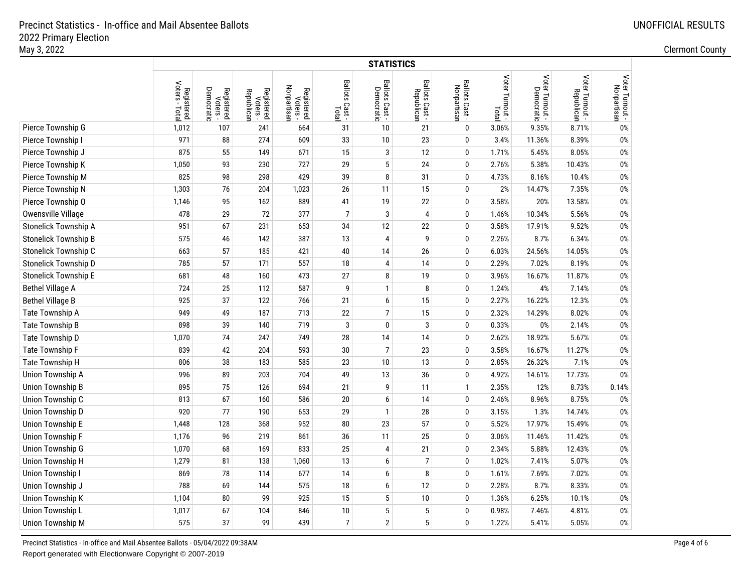Precinct Statistics - In-office and Mail Absentee Ballots
2022 Primary Election
May 3, 2022

UNOFFICIAL RESULTS

Clermont County

| | STATISTICS | | | | | | | | | | | |
|---|---|---|---|---|---|---|---|---|---|---|---|---|
| | Registered Voters - Total | Registered Voters - Democratic | Registered Voters - Republican | Registered Voters - Nonpartisan | Ballots Cast - Total | Ballots Cast - Democratic | Ballots Cast - Republican | Ballots Cast - Nonpartisan | Voter Turnout - Total | Voter Turnout - Democratic | Voter Turnout - Republican | Voter Turnout - Nonpartisan |
| Pierce Township G | 1,012 | 107 | 241 | 664 | 31 | 10 | 21 | 0 | 3.06% | 9.35% | 8.71% | 0% |
| Pierce Township I | 971 | 88 | 274 | 609 | 33 | 10 | 23 | 0 | 3.4% | 11.36% | 8.39% | 0% |
| Pierce Township J | 875 | 55 | 149 | 671 | 15 | 3 | 12 | 0 | 1.71% | 5.45% | 8.05% | 0% |
| Pierce Township K | 1,050 | 93 | 230 | 727 | 29 | 5 | 24 | 0 | 2.76% | 5.38% | 10.43% | 0% |
| Pierce Township M | 825 | 98 | 298 | 429 | 39 | 8 | 31 | 0 | 4.73% | 8.16% | 10.4% | 0% |
| Pierce Township N | 1,303 | 76 | 204 | 1,023 | 26 | 11 | 15 | 0 | 2% | 14.47% | 7.35% | 0% |
| Pierce Township O | 1,146 | 95 | 162 | 889 | 41 | 19 | 22 | 0 | 3.58% | 20% | 13.58% | 0% |
| Owensville Village | 478 | 29 | 72 | 377 | 7 | 3 | 4 | 0 | 1.46% | 10.34% | 5.56% | 0% |
| Stonelick Township A | 951 | 67 | 231 | 653 | 34 | 12 | 22 | 0 | 3.58% | 17.91% | 9.52% | 0% |
| Stonelick Township B | 575 | 46 | 142 | 387 | 13 | 4 | 9 | 0 | 2.26% | 8.7% | 6.34% | 0% |
| Stonelick Township C | 663 | 57 | 185 | 421 | 40 | 14 | 26 | 0 | 6.03% | 24.56% | 14.05% | 0% |
| Stonelick Township D | 785 | 57 | 171 | 557 | 18 | 4 | 14 | 0 | 2.29% | 7.02% | 8.19% | 0% |
| Stonelick Township E | 681 | 48 | 160 | 473 | 27 | 8 | 19 | 0 | 3.96% | 16.67% | 11.87% | 0% |
| Bethel Village A | 724 | 25 | 112 | 587 | 9 | 1 | 8 | 0 | 1.24% | 4% | 7.14% | 0% |
| Bethel Village B | 925 | 37 | 122 | 766 | 21 | 6 | 15 | 0 | 2.27% | 16.22% | 12.3% | 0% |
| Tate Township A | 949 | 49 | 187 | 713 | 22 | 7 | 15 | 0 | 2.32% | 14.29% | 8.02% | 0% |
| Tate Township B | 898 | 39 | 140 | 719 | 3 | 0 | 3 | 0 | 0.33% | 0% | 2.14% | 0% |
| Tate Township D | 1,070 | 74 | 247 | 749 | 28 | 14 | 14 | 0 | 2.62% | 18.92% | 5.67% | 0% |
| Tate Township F | 839 | 42 | 204 | 593 | 30 | 7 | 23 | 0 | 3.58% | 16.67% | 11.27% | 0% |
| Tate Township H | 806 | 38 | 183 | 585 | 23 | 10 | 13 | 0 | 2.85% | 26.32% | 7.1% | 0% |
| Union Township A | 996 | 89 | 203 | 704 | 49 | 13 | 36 | 0 | 4.92% | 14.61% | 17.73% | 0% |
| Union Township B | 895 | 75 | 126 | 694 | 21 | 9 | 11 | 1 | 2.35% | 12% | 8.73% | 0.14% |
| Union Township C | 813 | 67 | 160 | 586 | 20 | 6 | 14 | 0 | 2.46% | 8.96% | 8.75% | 0% |
| Union Township D | 920 | 77 | 190 | 653 | 29 | 1 | 28 | 0 | 3.15% | 1.3% | 14.74% | 0% |
| Union Township E | 1,448 | 128 | 368 | 952 | 80 | 23 | 57 | 0 | 5.52% | 17.97% | 15.49% | 0% |
| Union Township F | 1,176 | 96 | 219 | 861 | 36 | 11 | 25 | 0 | 3.06% | 11.46% | 11.42% | 0% |
| Union Township G | 1,070 | 68 | 169 | 833 | 25 | 4 | 21 | 0 | 2.34% | 5.88% | 12.43% | 0% |
| Union Township H | 1,279 | 81 | 138 | 1,060 | 13 | 6 | 7 | 0 | 1.02% | 7.41% | 5.07% | 0% |
| Union Township I | 869 | 78 | 114 | 677 | 14 | 6 | 8 | 0 | 1.61% | 7.69% | 7.02% | 0% |
| Union Township J | 788 | 69 | 144 | 575 | 18 | 6 | 12 | 0 | 2.28% | 8.7% | 8.33% | 0% |
| Union Township K | 1,104 | 80 | 99 | 925 | 15 | 5 | 10 | 0 | 1.36% | 6.25% | 10.1% | 0% |
| Union Township L | 1,017 | 67 | 104 | 846 | 10 | 5 | 5 | 0 | 0.98% | 7.46% | 4.81% | 0% |
| Union Township M | 575 | 37 | 99 | 439 | 7 | 2 | 5 | 0 | 1.22% | 5.41% | 5.05% | 0% |

Precinct Statistics - In-office and Mail Absentee Ballots - 05/04/2022 09:38AM
Report generated with Electionware Copyright © 2007-2019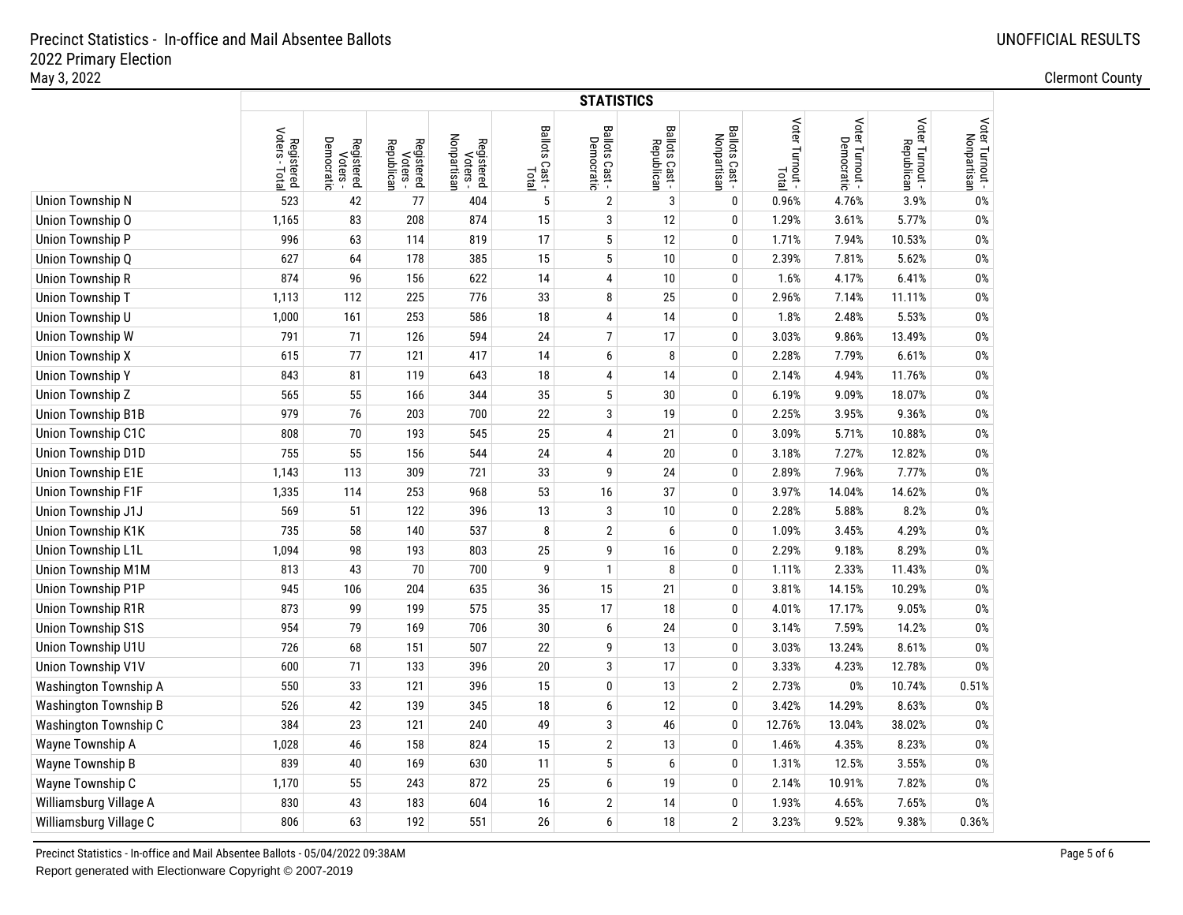Precinct Statistics - In-office and Mail Absentee Ballots
2022 Primary Election
May 3, 2022

UNOFFICIAL RESULTS

Clermont County

| | STATISTICS | | | | | | | | | | | |
|---|---|---|---|---|---|---|---|---|---|---|---|---|
| | Registered Voters - Total | Registered Voters - Democratic | Registered Voters - Republican | Registered Voters - Nonpartisan | Ballots Cast - Total | Ballots Cast - Democratic | Ballots Cast - Republican | Ballots Cast - Nonpartisan | Voter Turnout - Total | Voter Turnout - Democratic | Voter Turnout - Republican | Voter Turnout - Nonpartisan |
| Union Township N | 523 | 42 | 77 | 404 | 5 | 2 | 3 | 0 | 0.96% | 4.76% | 3.9% | 0% |
| Union Township O | 1,165 | 83 | 208 | 874 | 15 | 3 | 12 | 0 | 1.29% | 3.61% | 5.77% | 0% |
| Union Township P | 996 | 63 | 114 | 819 | 17 | 5 | 12 | 0 | 1.71% | 7.94% | 10.53% | 0% |
| Union Township Q | 627 | 64 | 178 | 385 | 15 | 5 | 10 | 0 | 2.39% | 7.81% | 5.62% | 0% |
| Union Township R | 874 | 96 | 156 | 622 | 14 | 4 | 10 | 0 | 1.6% | 4.17% | 6.41% | 0% |
| Union Township T | 1,113 | 112 | 225 | 776 | 33 | 8 | 25 | 0 | 2.96% | 7.14% | 11.11% | 0% |
| Union Township U | 1,000 | 161 | 253 | 586 | 18 | 4 | 14 | 0 | 1.8% | 2.48% | 5.53% | 0% |
| Union Township W | 791 | 71 | 126 | 594 | 24 | 7 | 17 | 0 | 3.03% | 9.86% | 13.49% | 0% |
| Union Township X | 615 | 77 | 121 | 417 | 14 | 6 | 8 | 0 | 2.28% | 7.79% | 6.61% | 0% |
| Union Township Y | 843 | 81 | 119 | 643 | 18 | 4 | 14 | 0 | 2.14% | 4.94% | 11.76% | 0% |
| Union Township Z | 565 | 55 | 166 | 344 | 35 | 5 | 30 | 0 | 6.19% | 9.09% | 18.07% | 0% |
| Union Township B1B | 979 | 76 | 203 | 700 | 22 | 3 | 19 | 0 | 2.25% | 3.95% | 9.36% | 0% |
| Union Township C1C | 808 | 70 | 193 | 545 | 25 | 4 | 21 | 0 | 3.09% | 5.71% | 10.88% | 0% |
| Union Township D1D | 755 | 55 | 156 | 544 | 24 | 4 | 20 | 0 | 3.18% | 7.27% | 12.82% | 0% |
| Union Township E1E | 1,143 | 113 | 309 | 721 | 33 | 9 | 24 | 0 | 2.89% | 7.96% | 7.77% | 0% |
| Union Township F1F | 1,335 | 114 | 253 | 968 | 53 | 16 | 37 | 0 | 3.97% | 14.04% | 14.62% | 0% |
| Union Township J1J | 569 | 51 | 122 | 396 | 13 | 3 | 10 | 0 | 2.28% | 5.88% | 8.2% | 0% |
| Union Township K1K | 735 | 58 | 140 | 537 | 8 | 2 | 6 | 0 | 1.09% | 3.45% | 4.29% | 0% |
| Union Township L1L | 1,094 | 98 | 193 | 803 | 25 | 9 | 16 | 0 | 2.29% | 9.18% | 8.29% | 0% |
| Union Township M1M | 813 | 43 | 70 | 700 | 9 | 1 | 8 | 0 | 1.11% | 2.33% | 11.43% | 0% |
| Union Township P1P | 945 | 106 | 204 | 635 | 36 | 15 | 21 | 0 | 3.81% | 14.15% | 10.29% | 0% |
| Union Township R1R | 873 | 99 | 199 | 575 | 35 | 17 | 18 | 0 | 4.01% | 17.17% | 9.05% | 0% |
| Union Township S1S | 954 | 79 | 169 | 706 | 30 | 6 | 24 | 0 | 3.14% | 7.59% | 14.2% | 0% |
| Union Township U1U | 726 | 68 | 151 | 507 | 22 | 9 | 13 | 0 | 3.03% | 13.24% | 8.61% | 0% |
| Union Township V1V | 600 | 71 | 133 | 396 | 20 | 3 | 17 | 0 | 3.33% | 4.23% | 12.78% | 0% |
| Washington Township A | 550 | 33 | 121 | 396 | 15 | 0 | 13 | 2 | 2.73% | 0% | 10.74% | 0.51% |
| Washington Township B | 526 | 42 | 139 | 345 | 18 | 6 | 12 | 0 | 3.42% | 14.29% | 8.63% | 0% |
| Washington Township C | 384 | 23 | 121 | 240 | 49 | 3 | 46 | 0 | 12.76% | 13.04% | 38.02% | 0% |
| Wayne Township A | 1,028 | 46 | 158 | 824 | 15 | 2 | 13 | 0 | 1.46% | 4.35% | 8.23% | 0% |
| Wayne Township B | 839 | 40 | 169 | 630 | 11 | 5 | 6 | 0 | 1.31% | 12.5% | 3.55% | 0% |
| Wayne Township C | 1,170 | 55 | 243 | 872 | 25 | 6 | 19 | 0 | 2.14% | 10.91% | 7.82% | 0% |
| Williamsburg Village A | 830 | 43 | 183 | 604 | 16 | 2 | 14 | 0 | 1.93% | 4.65% | 7.65% | 0% |
| Williamsburg Village C | 806 | 63 | 192 | 551 | 26 | 6 | 18 | 2 | 3.23% | 9.52% | 9.38% | 0.36% |

Precinct Statistics - In-office and Mail Absentee Ballots - 05/04/2022 09:38AM
Report generated with Electionware Copyright © 2007-2019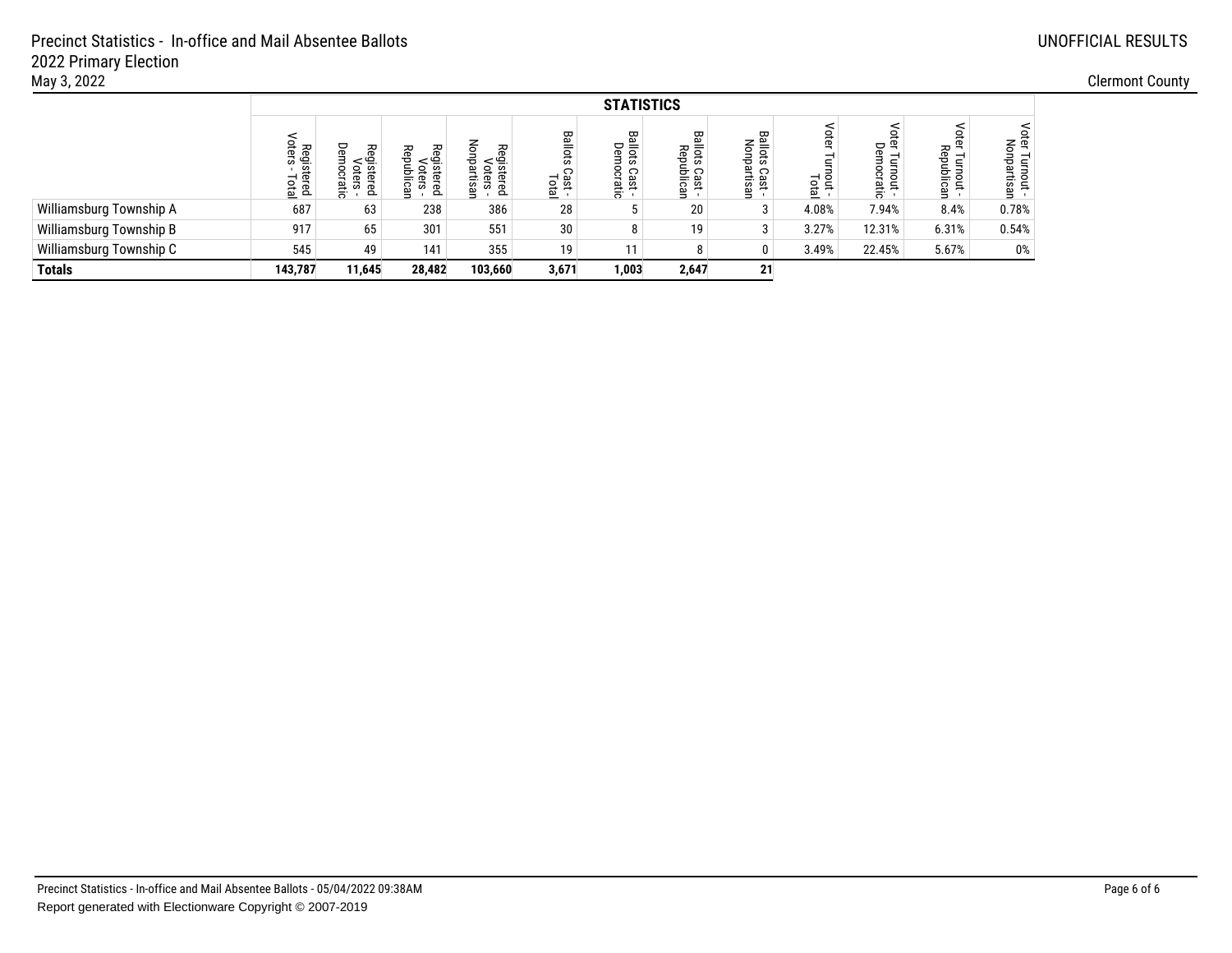Precinct Statistics - In-office and Mail Absentee Ballots
2022 Primary Election
May 3, 2022

UNOFFICIAL RESULTS

Clermont County

| | STATISTICS | | | | | | | | | | | |
|---|---|---|---|---|---|---|---|---|---|---|---|---|
| | Registered Voters - Total | Registered Voters - Democratic | Registered Voters - Republican | Registered Voters - Nonpartisan | Ballots Cast - Total | Ballots Cast - Democratic | Ballots Cast - Republican | Ballots Cast - Nonpartisan | Voter Turnout - Total | Voter Turnout - Democratic | Voter Turnout - Republican | Voter Turnout - Nonpartisan |
| Williamsburg Township A | 687 | 63 | 238 | 386 | 28 | 5 | 20 | 3 | 4.08% | 7.94% | 8.4% | 0.78% |
| Williamsburg Township B | 917 | 65 | 301 | 551 | 30 | 8 | 19 | 3 | 3.27% | 12.31% | 6.31% | 0.54% |
| Williamsburg Township C | 545 | 49 | 141 | 355 | 19 | 11 | 8 | 0 | 3.49% | 22.45% | 5.67% | 0% |
| **Totals** | **143,787** | **11,645** | **28,482** | **103,660** | **3,671** | **1,003** | **2,647** | **21** | | | | |

Precinct Statistics - In-office and Mail Absentee Ballots - 05/04/2022 09:38AM
Report generated with Electionware Copyright © 2007-2019